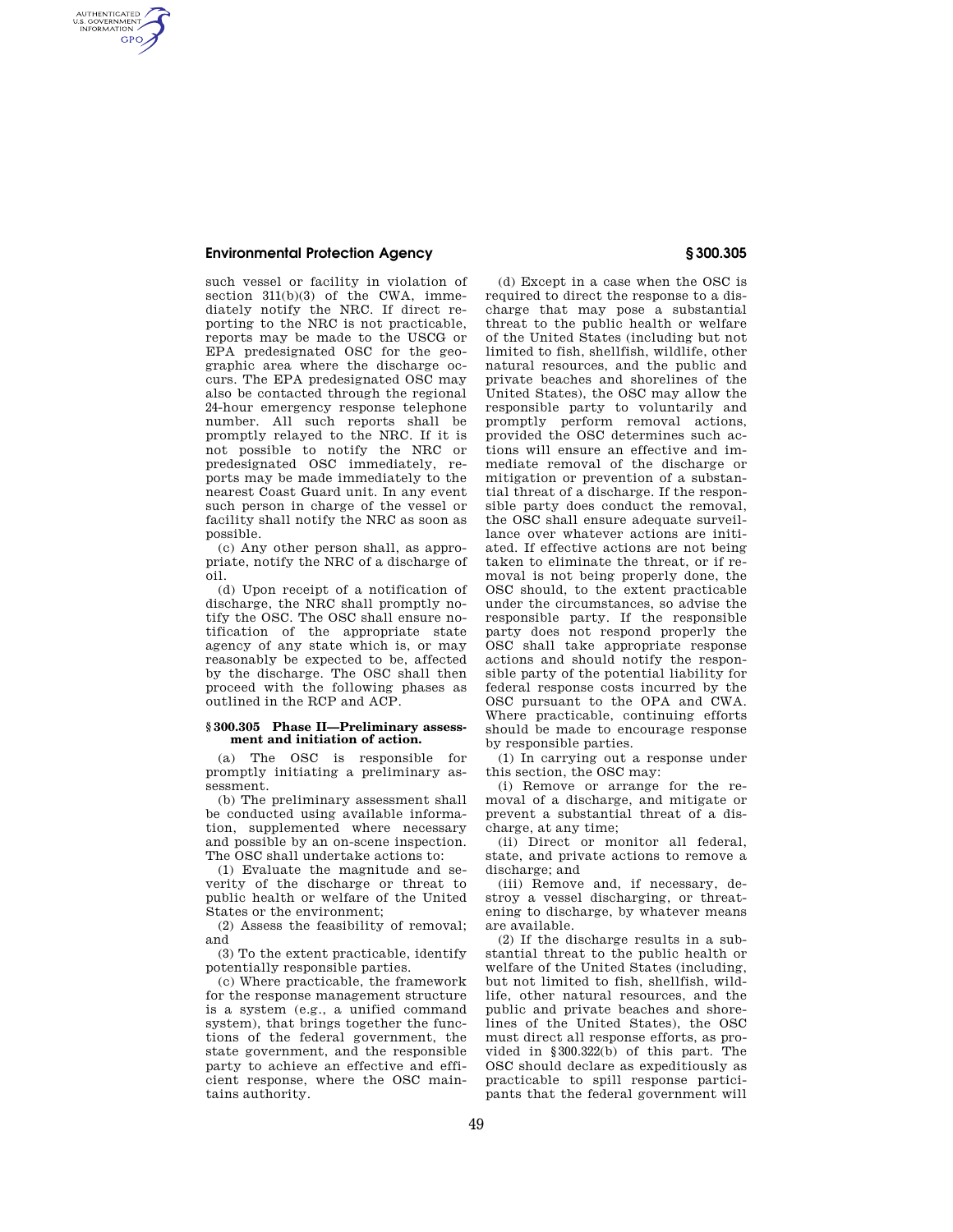such vessel or facility in violation of section 311(b)(3) of the CWA, immediately notify the NRC. If direct reporting to the NRC is not practicable, reports may be made to the USCG or EPA predesignated OSC for the geographic area where the discharge occurs. The EPA predesignated OSC may also be contacted through the regional 24-hour emergency response telephone number. All such reports shall be promptly relayed to the NRC. If it is not possible to notify the NRC or predesignated OSC immediately, reports may be made immediately to the nearest Coast Guard unit. In any event such person in charge of the vessel or facility shall notify the NRC as soon as possible.

(c) Any other person shall, as appropriate, notify the NRC of a discharge of oil.

(d) Upon receipt of a notification of discharge, the NRC shall promptly notify the OSC. The OSC shall ensure notification of the appropriate state agency of any state which is, or may reasonably be expected to be, affected by the discharge. The OSC shall then proceed with the following phases as outlined in the RCP and ACP.

#### § 300.305 Phase II—Preliminary assessment and initiation of action.

(a) The OSC is responsible for promptly initiating a preliminary assessment.

(b) The preliminary assessment shall be conducted using available information, supplemented where necessary and possible by an on-scene inspection. The OSC shall undertake actions to:

(1) Evaluate the magnitude and severity of the discharge or threat to public health or welfare of the United States or the environment;

(2) Assess the feasibility of removal; and

(3) To the extent practicable, identify potentially responsible parties.

(c) Where practicable, the framework for the response management structure is a system (e.g., a unified command system), that brings together the functions of the federal government, the state government, and the responsible party to achieve an effective and efficient response, where the OSC maintains authority.

(d) Except in a case when the OSC is required to direct the response to a discharge that may pose a substantial threat to the public health or welfare of the United States (including but not limited to fish, shellfish, wildlife, other natural resources, and the public and private beaches and shorelines of the United States), the OSC may allow the responsible party to voluntarily and promptly perform removal actions, provided the OSC determines such actions will ensure an effective and immediate removal of the discharge or mitigation or prevention of a substantial threat of a discharge. If the responsible party does conduct the removal, the OSC shall ensure adequate surveillance over whatever actions are initiated. If effective actions are not being taken to eliminate the threat, or if removal is not being properly done, the OSC should, to the extent practicable under the circumstances, so advise the responsible party. If the responsible party does not respond properly the OSC shall take appropriate response actions and should notify the responsible party of the potential liability for federal response costs incurred by the OSC pursuant to the OPA and CWA. Where practicable, continuing efforts should be made to encourage response by responsible parties.

(1) In carrying out a response under this section, the OSC may:

(i) Remove or arrange for the removal of a discharge, and mitigate or prevent a substantial threat of a discharge, at any time;

(ii) Direct or monitor all federal, state, and private actions to remove a discharge; and

(iii) Remove and, if necessary, destroy a vessel discharging, or threatening to discharge, by whatever means are available.

(2) If the discharge results in a substantial threat to the public health or welfare of the United States (including, but not limited to fish, shellfish, wildlife, other natural resources, and the public and private beaches and shorelines of the United States), the OSC must direct all response efforts, as provided in § 300.322(b) of this part. The OSC should declare as expeditiously as practicable to spill response participants that the federal government will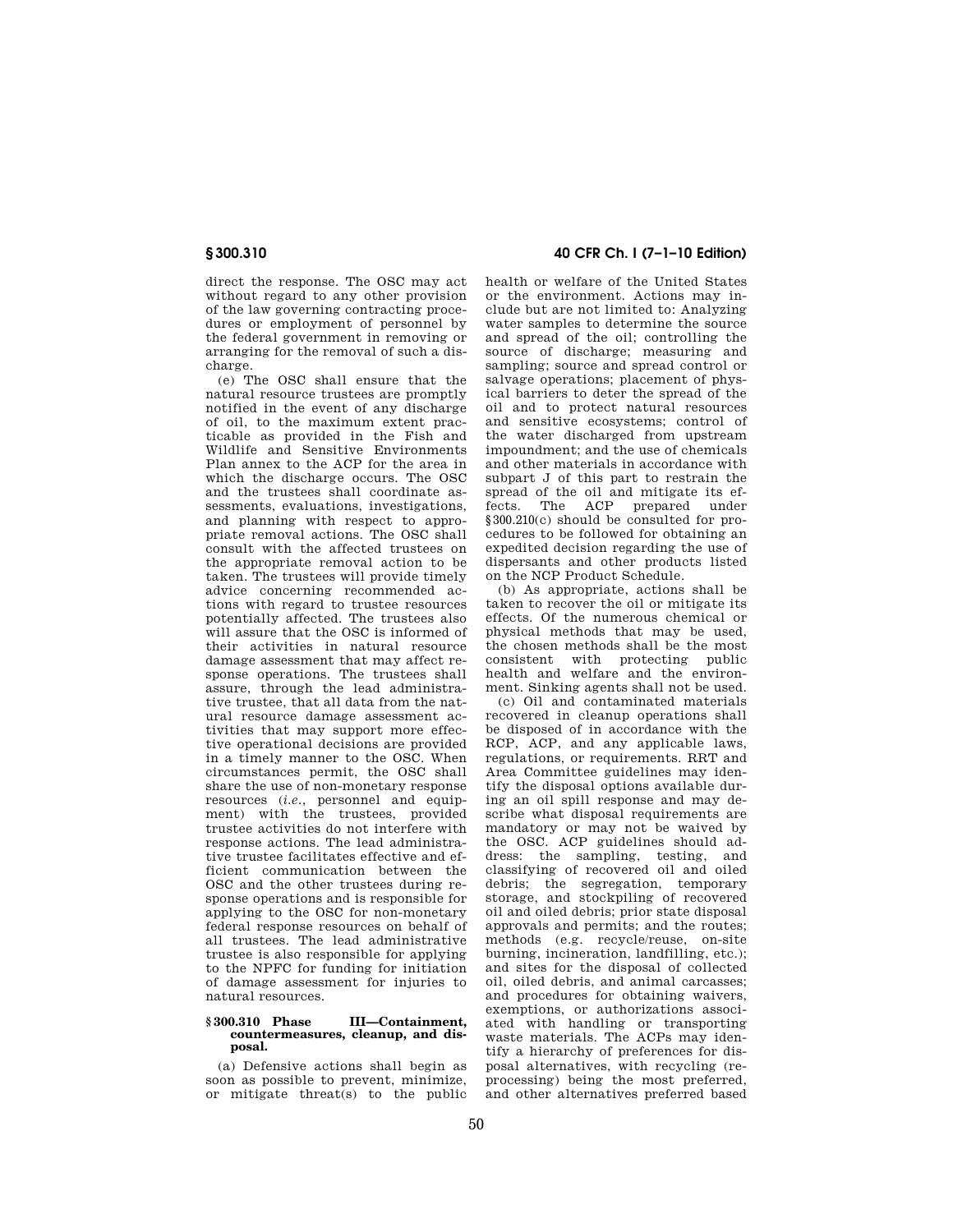direct the response. The OSC may act without regard to any other provision of the law governing contracting procedures or employment of personnel by the federal government in removing or arranging for the removal of such a discharge.

(e) The OSC shall ensure that the natural resource trustees are promptly notified in the event of any discharge of oil, to the maximum extent practicable as provided in the Fish and Wildlife and Sensitive Environments Plan annex to the ACP for the area in which the discharge occurs. The OSC and the trustees shall coordinate assessments, evaluations, investigations, and planning with respect to appropriate removal actions. The OSC shall consult with the affected trustees on the appropriate removal action to be taken. The trustees will provide timely advice concerning recommended actions with regard to trustee resources potentially affected. The trustees also will assure that the OSC is informed of their activities in natural resource damage assessment that may affect response operations. The trustees shall assure, through the lead administrative trustee, that all data from the natural resource damage assessment activities that may support more effective operational decisions are provided in a timely manner to the OSC. When circumstances permit, the OSC shall share the use of non-monetary response resources (*i.e.*, personnel and equipment) with the trustees, provided trustee activities do not interfere with response actions. The lead administrative trustee facilitates effective and efficient communication between the OSC and the other trustees during response operations and is responsible for applying to the OSC for non-monetary federal response resources on behalf of all trustees. The lead administrative trustee is also responsible for applying to the NPFC for funding for initiation of damage assessment for injuries to natural resources.

### § 300.310 Phase III—Containment, countermeasures, cleanup, and disposal.

(a) Defensive actions shall begin as soon as possible to prevent, minimize, or mitigate threat(s) to the public health or welfare of the United States or the environment. Actions may include but are not limited to: Analyzing water samples to determine the source and spread of the oil; controlling the source of discharge; measuring and sampling; source and spread control or salvage operations; placement of physical barriers to deter the spread of the oil and to protect natural resources and sensitive ecosystems; control of the water discharged from upstream impoundment; and the use of chemicals and other materials in accordance with subpart J of this part to restrain the spread of the oil and mitigate its effects. The ACP prepared under §300.210(c) should be consulted for procedures to be followed for obtaining an expedited decision regarding the use of dispersants and other products listed on the NCP Product Schedule.

(b) As appropriate, actions shall be taken to recover the oil or mitigate its effects. Of the numerous chemical or physical methods that may be used, the chosen methods shall be the most consistent with protecting public health and welfare and the environment. Sinking agents shall not be used.

(c) Oil and contaminated materials recovered in cleanup operations shall be disposed of in accordance with the RCP, ACP, and any applicable laws, regulations, or requirements. RRT and Area Committee guidelines may identify the disposal options available during an oil spill response and may describe what disposal requirements are mandatory or may not be waived by the OSC. ACP guidelines should address: the sampling, testing, and classifying of recovered oil and oiled debris; the segregation, temporary storage, and stockpiling of recovered oil and oiled debris; prior state disposal approvals and permits; and the routes; methods (e.g. recycle/reuse, on-site burning, incineration, landfilling, etc.); and sites for the disposal of collected oil, oiled debris, and animal carcasses; and procedures for obtaining waivers, exemptions, or authorizations associated with handling or transporting waste materials. The ACPs may identify a hierarchy of preferences for disposal alternatives, with recycling (reprocessing) being the most preferred, and other alternatives preferred based